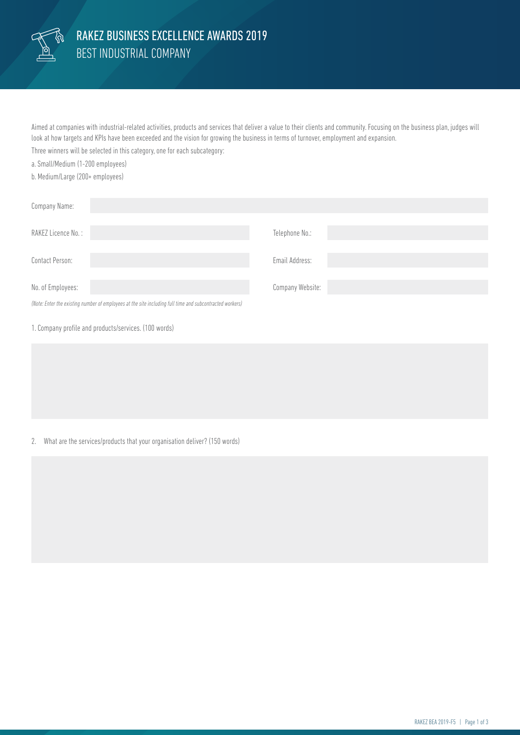# RAKEZ BUSINESS EXCELLENCE AWARDS 2019

## BEST INDUSTRIAL COMPANY

Aimed at companies with industrial-related activities, products and services that deliver a value to their clients and community. Focusing on the business plan, judges will look at how targets and KPIs have been exceeded and the vision for growing the business in terms of turnover, employment and expansion.

Three winners will be selected in this category, one for each subcategory:

a. Small/Medium (1-200 employees)

b. Medium/Large (200+ employees)

| | | | |
|---|---|---|---|
| Company Name: | | | |
| RAKEZ Licence No. : | | Telephone No.: | |
| Contact Person: | | Email Address: | |
| No. of Employees: | | Company Website: | |

*(Note: Enter the existing number of employees at the site including full time and subcontracted workers)*

1. Company profile and products/services. (100 words)

2. What are the services/products that your organisation deliver? (150 words)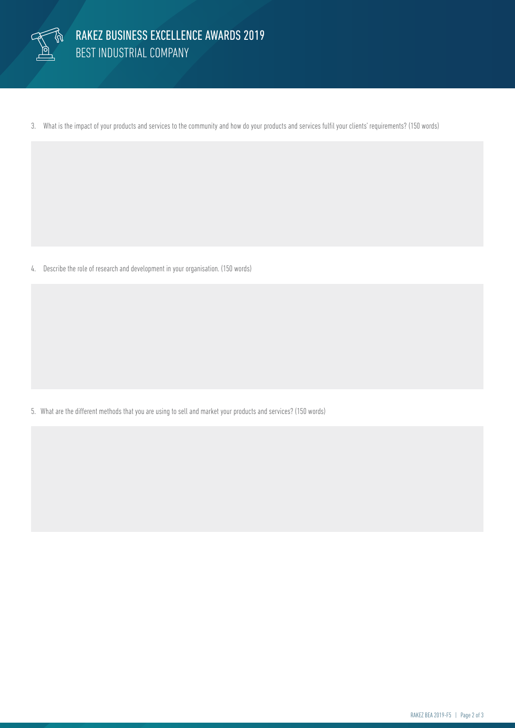# RAKEZ BUSINESS EXCELLENCE AWARDS 2019

## BEST INDUSTRIAL COMPANY

3. What is the impact of your products and services to the community and how do your products and services fulfil your clients' requirements? (150 words)

4. Describe the role of research and development in your organisation. (150 words)

5. What are the different methods that you are using to sell and market your products and services? (150 words)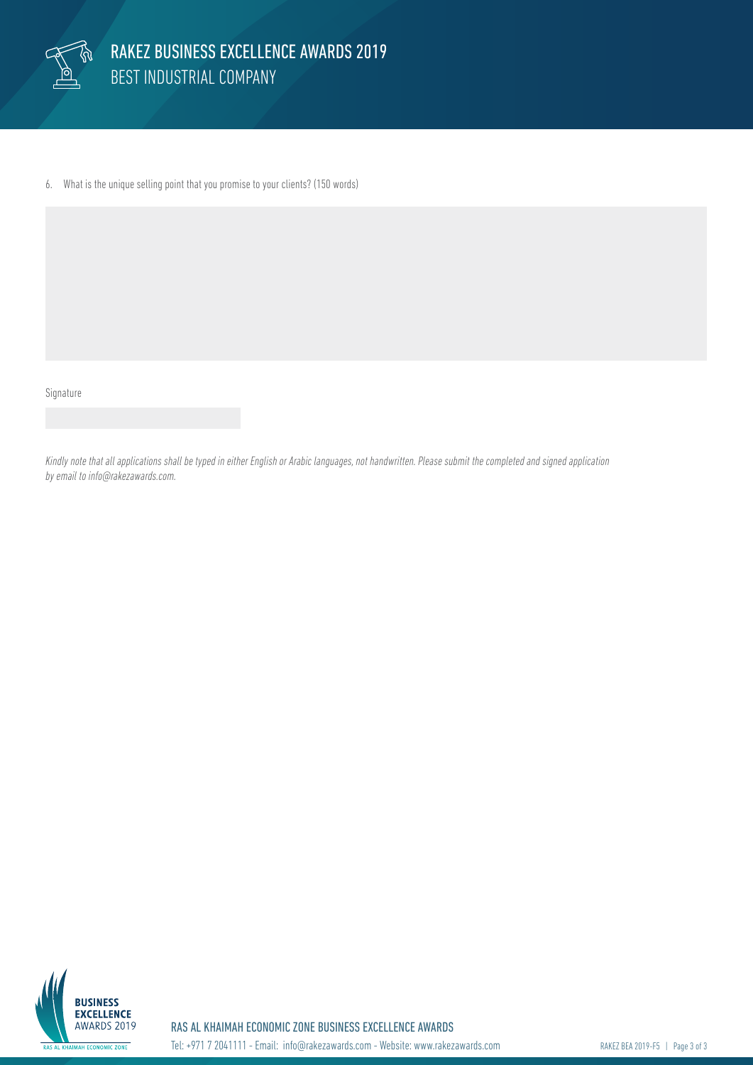6. What is the unique selling point that you promise to your clients? (150 words)

Signature

*Kindly note that all applications shall be typed in either English or Arabic languages, not handwritten. Please submit the completed and signed application by email to info@rakezawards.com.*